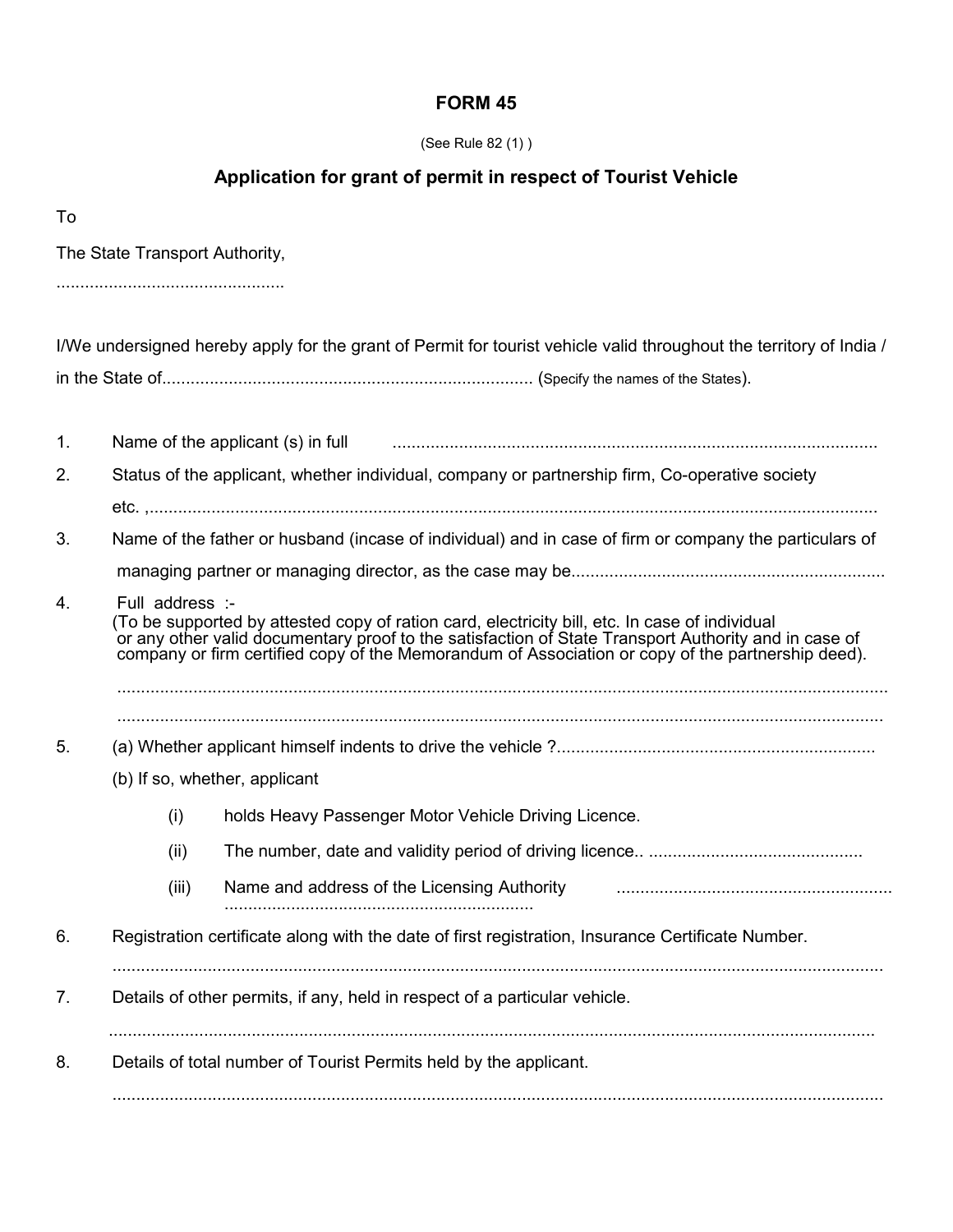# FORM 45

(See Rule 82 (1) )

## Application for grant of permit in respect of Tourist Vehicle

To

The State Transport Authority,

...............................................

I/We undersigned hereby apply for the grant of Permit for tourist vehicle valid throughout the territory of India / in the State of............................................................................ (Specify the names of the States).

1. Name of the applicant (s) in full ......................................................................................................

2. Status of the applicant, whether individual, company or partnership firm, Co-operative society etc. ,..........................................................................................................................................

3. Name of the father or husband (incase of individual) and in case of firm or company the particulars of managing partner or managing director, as the case may be.................................................................

4. Full address :-
   (To be supported by attested copy of ration card, electricity bill, etc. In case of individual or any other valid documentary proof to the satisfaction of State Transport Authority and in case of company or firm certified copy of the Memorandum of Association or copy of the partnership deed).

   ..........................................................................................................................................
   ..........................................................................................................................................

5. (a) Whether applicant himself indents to drive the vehicle ?..................................................................

   (b) If so, whether, applicant

   (i) holds Heavy Passenger Motor Vehicle Driving Licence.

   (ii) The number, date and validity period of driving licence.. .............................................

   (iii) Name and address of the Licensing Authority ......................................................... ................................................................

6. Registration certificate along with the date of first registration, Insurance Certificate Number.

   ..........................................................................................................................................

7. Details of other permits, if any, held in respect of a particular vehicle.

   ..........................................................................................................................................

8. Details of total number of Tourist Permits held by the applicant.

   ..........................................................................................................................................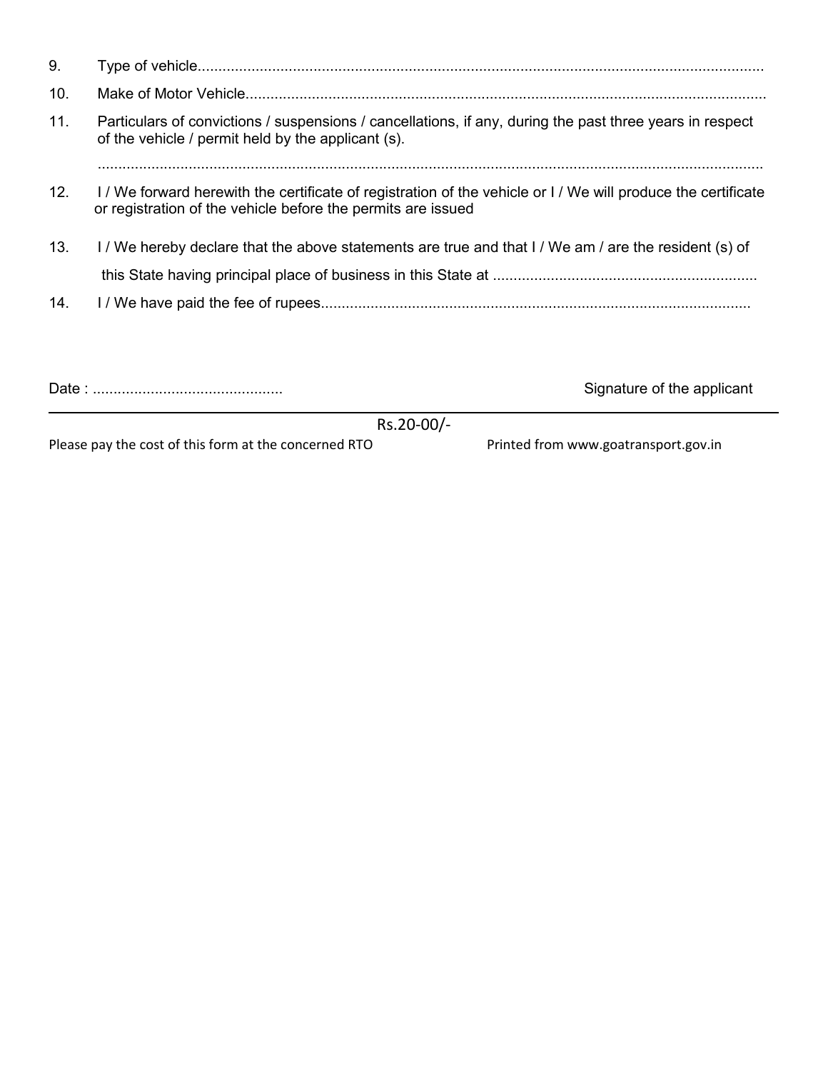9. Type of vehicle..........................................................................................................................................

10. Make of Motor Vehicle..............................................................................................................................

11. Particulars of convictions / suspensions / cancellations, if any, during the past three years in respect of the vehicle / permit held by the applicant (s).

    ..................................................................................................................................................................

12. I / We forward herewith the certificate of registration of the vehicle or I / We will produce the certificate or registration of the vehicle before the permits are issued

13. I / We hereby declare that the above statements are true and that I / We am / are the resident (s) of this State having principal place of business in this State at ................................................................

14. I / We have paid the fee of rupees.........................................................................................................

Date : .............................................

Signature of the applicant

---

Rs.20-00/-

Please pay the cost of this form at the concerned RTO

Printed from www.goatransport.gov.in